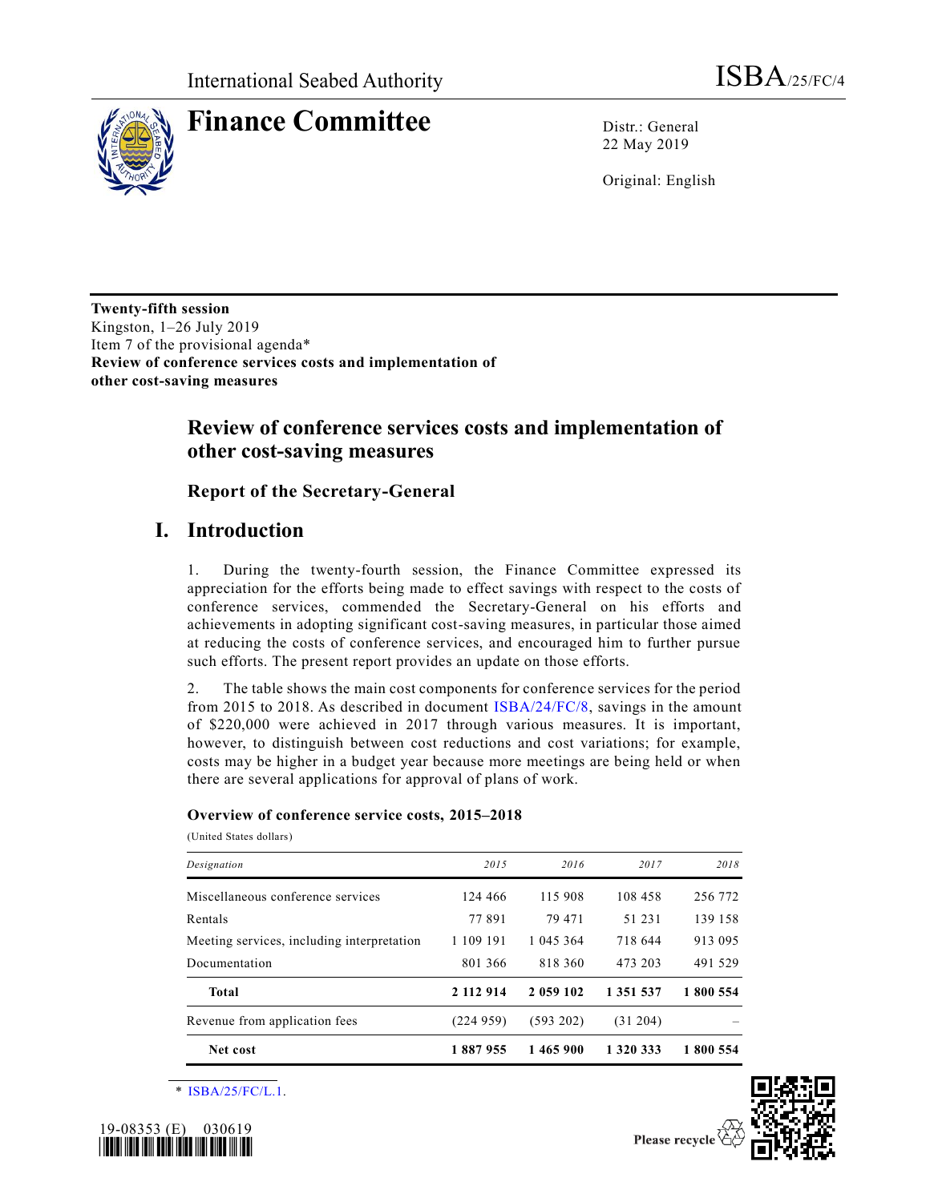International Seabed Authority ISBA/25/FC/4

# Finance Committee

Distr.: General
22 May 2019

Original: English

**Twenty-fifth session**
Kingston, 1–26 July 2019
Item 7 of the provisional agenda*
**Review of conference services costs and implementation of other cost-saving measures**

## Review of conference services costs and implementation of other cost-saving measures

### Report of the Secretary-General

## I. Introduction

1. During the twenty-fourth session, the Finance Committee expressed its appreciation for the efforts being made to effect savings with respect to the costs of conference services, commended the Secretary-General on his efforts and achievements in adopting significant cost-saving measures, in particular those aimed at reducing the costs of conference services, and encouraged him to further pursue such efforts. The present report provides an update on those efforts.

2. The table shows the main cost components for conference services for the period from 2015 to 2018. As described in document ISBA/24/FC/8, savings in the amount of $220,000 were achieved in 2017 through various measures. It is important, however, to distinguish between cost reductions and cost variations; for example, costs may be higher in a budget year because more meetings are being held or when there are several applications for approval of plans of work.

**Overview of conference service costs, 2015–2018**

(United States dollars)

| *Designation* | *2015* | *2016* | *2017* | *2018* |
|---|---|---|---|---|
| Miscellaneous conference services | 124 466 | 115 908 | 108 458 | 256 772 |
| Rentals | 77 891 | 79 471 | 51 231 | 139 158 |
| Meeting services, including interpretation | 1 109 191 | 1 045 364 | 718 644 | 913 095 |
| Documentation | 801 366 | 818 360 | 473 203 | 491 529 |
| **Total** | **2 112 914** | **2 059 102** | **1 351 537** | **1 800 554** |
| Revenue from application fees | (224 959) | (593 202) | (31 204) | – |
| **Net cost** | **1 887 955** | **1 465 900** | **1 320 333** | **1 800 554** |

\* ISBA/25/FC/L.1.

19-08353 (E) 030619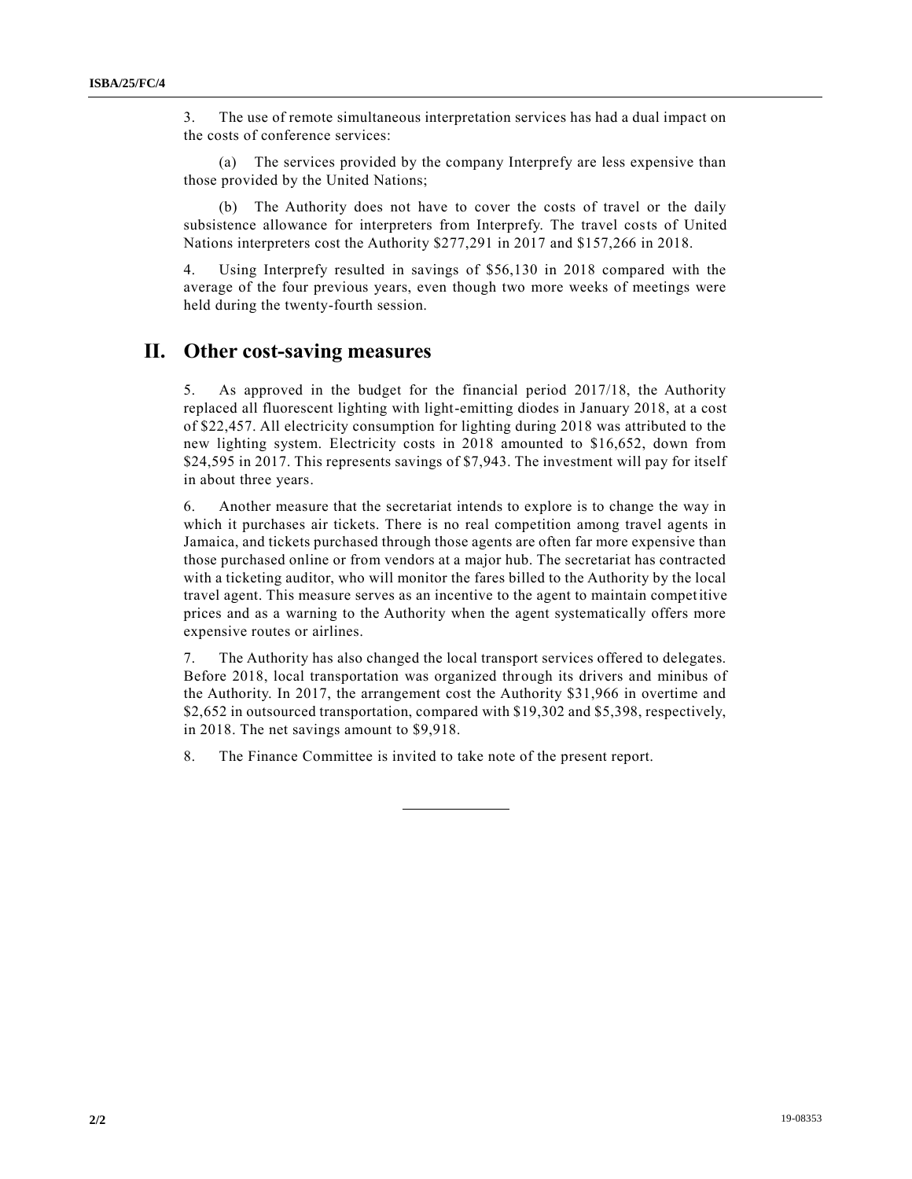3. The use of remote simultaneous interpretation services has had a dual impact on the costs of conference services:

(a) The services provided by the company Interprefy are less expensive than those provided by the United Nations;

(b) The Authority does not have to cover the costs of travel or the daily subsistence allowance for interpreters from Interprefy. The travel costs of United Nations interpreters cost the Authority $277,291 in 2017 and $157,266 in 2018.

4. Using Interprefy resulted in savings of $56,130 in 2018 compared with the average of the four previous years, even though two more weeks of meetings were held during the twenty-fourth session.

## II. Other cost-saving measures

5. As approved in the budget for the financial period 2017/18, the Authority replaced all fluorescent lighting with light-emitting diodes in January 2018, at a cost of $22,457. All electricity consumption for lighting during 2018 was attributed to the new lighting system. Electricity costs in 2018 amounted to $16,652, down from $24,595 in 2017. This represents savings of $7,943. The investment will pay for itself in about three years.

6. Another measure that the secretariat intends to explore is to change the way in which it purchases air tickets. There is no real competition among travel agents in Jamaica, and tickets purchased through those agents are often far more expensive than those purchased online or from vendors at a major hub. The secretariat has contracted with a ticketing auditor, who will monitor the fares billed to the Authority by the local travel agent. This measure serves as an incentive to the agent to maintain competitive prices and as a warning to the Authority when the agent systematically offers more expensive routes or airlines.

7. The Authority has also changed the local transport services offered to delegates. Before 2018, local transportation was organized through its drivers and minibus of the Authority. In 2017, the arrangement cost the Authority $31,966 in overtime and $2,652 in outsourced transportation, compared with $19,302 and $5,398, respectively, in 2018. The net savings amount to $9,918.

8. The Finance Committee is invited to take note of the present report.